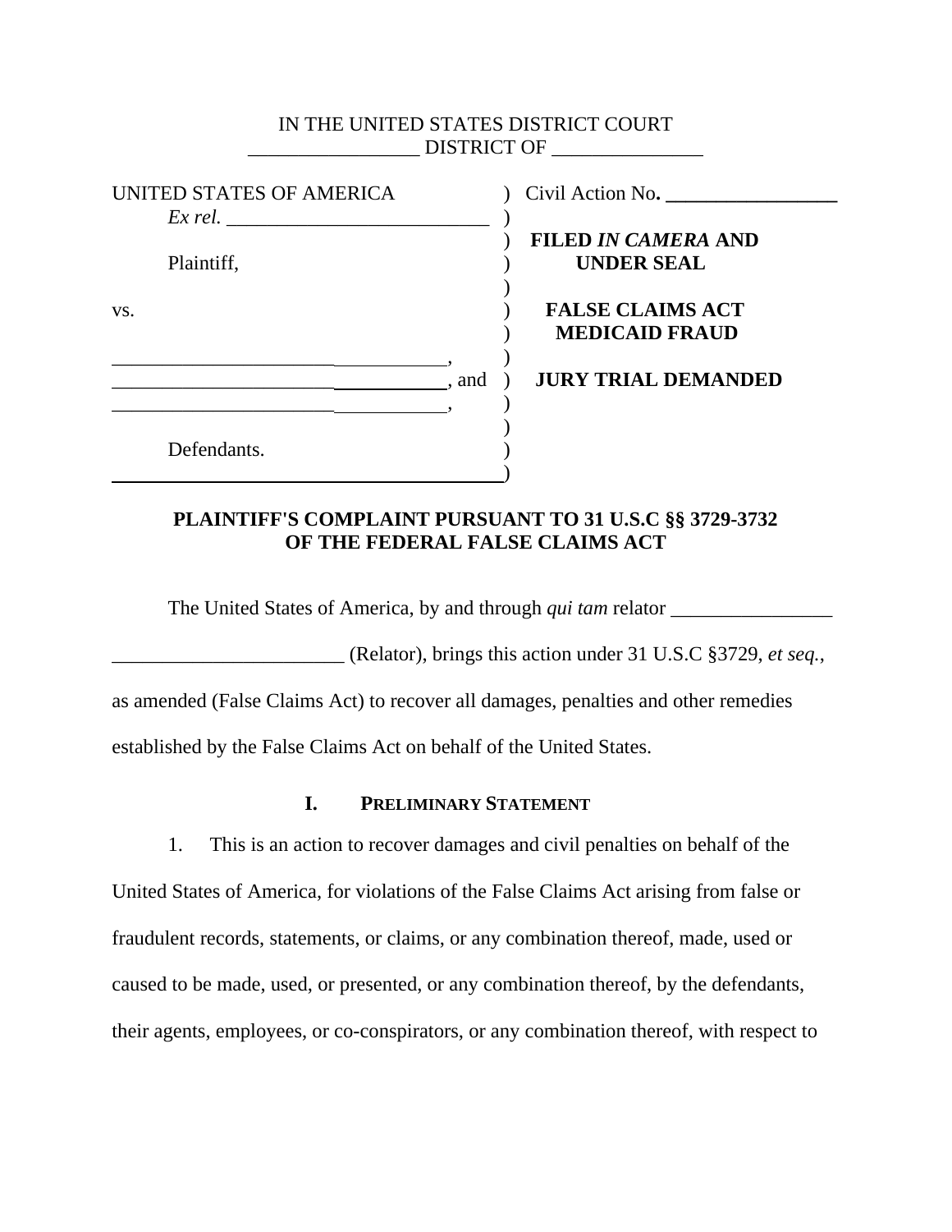IN THE UNITED STATES DISTRICT COURT
_________________ DISTRICT OF _______________

| | | |
|---|---|---|
| UNITED STATES OF AMERICA *Ex rel.* ___________________________ | ) | Civil Action No. **_________________** |
| Plaintiff, | ) | **FILED *IN CAMERA* AND UNDER SEAL** |
| vs. | ) | **FALSE CLAIMS ACT MEDICAID FRAUD** |
| ___________________________________, ___________________________________, and ___________________________________, | ) | **JURY TRIAL DEMANDED** |
| Defendants. | ) | |

**PLAINTIFF'S COMPLAINT PURSUANT TO 31 U.S.C §§ 3729-3732 OF THE FEDERAL FALSE CLAIMS ACT**

The United States of America, by and through *qui tam* relator ________________ ________________________ (Relator), brings this action under 31 U.S.C §3729, *et seq.*, as amended (False Claims Act) to recover all damages, penalties and other remedies established by the False Claims Act on behalf of the United States.

## I. Preliminary Statement

1. This is an action to recover damages and civil penalties on behalf of the United States of America, for violations of the False Claims Act arising from false or fraudulent records, statements, or claims, or any combination thereof, made, used or caused to be made, used, or presented, or any combination thereof, by the defendants, their agents, employees, or co-conspirators, or any combination thereof, with respect to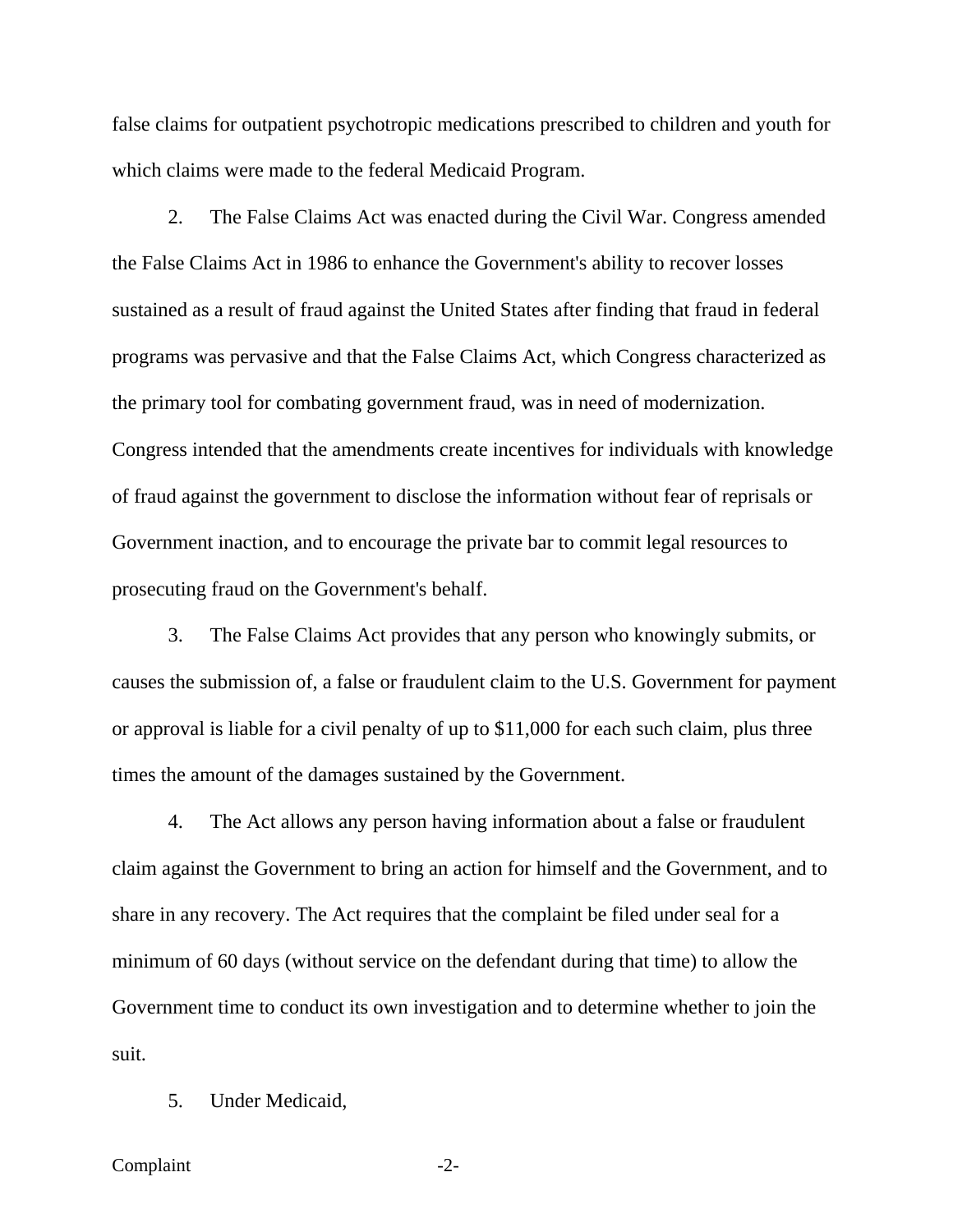false claims for outpatient psychotropic medications prescribed to children and youth for which claims were made to the federal Medicaid Program.

2. The False Claims Act was enacted during the Civil War. Congress amended the False Claims Act in 1986 to enhance the Government's ability to recover losses sustained as a result of fraud against the United States after finding that fraud in federal programs was pervasive and that the False Claims Act, which Congress characterized as the primary tool for combating government fraud, was in need of modernization. Congress intended that the amendments create incentives for individuals with knowledge of fraud against the government to disclose the information without fear of reprisals or Government inaction, and to encourage the private bar to commit legal resources to prosecuting fraud on the Government's behalf.

3. The False Claims Act provides that any person who knowingly submits, or causes the submission of, a false or fraudulent claim to the U.S. Government for payment or approval is liable for a civil penalty of up to $11,000 for each such claim, plus three times the amount of the damages sustained by the Government.

4. The Act allows any person having information about a false or fraudulent claim against the Government to bring an action for himself and the Government, and to share in any recovery. The Act requires that the complaint be filed under seal for a minimum of 60 days (without service on the defendant during that time) to allow the Government time to conduct its own investigation and to determine whether to join the suit.

5. Under Medicaid,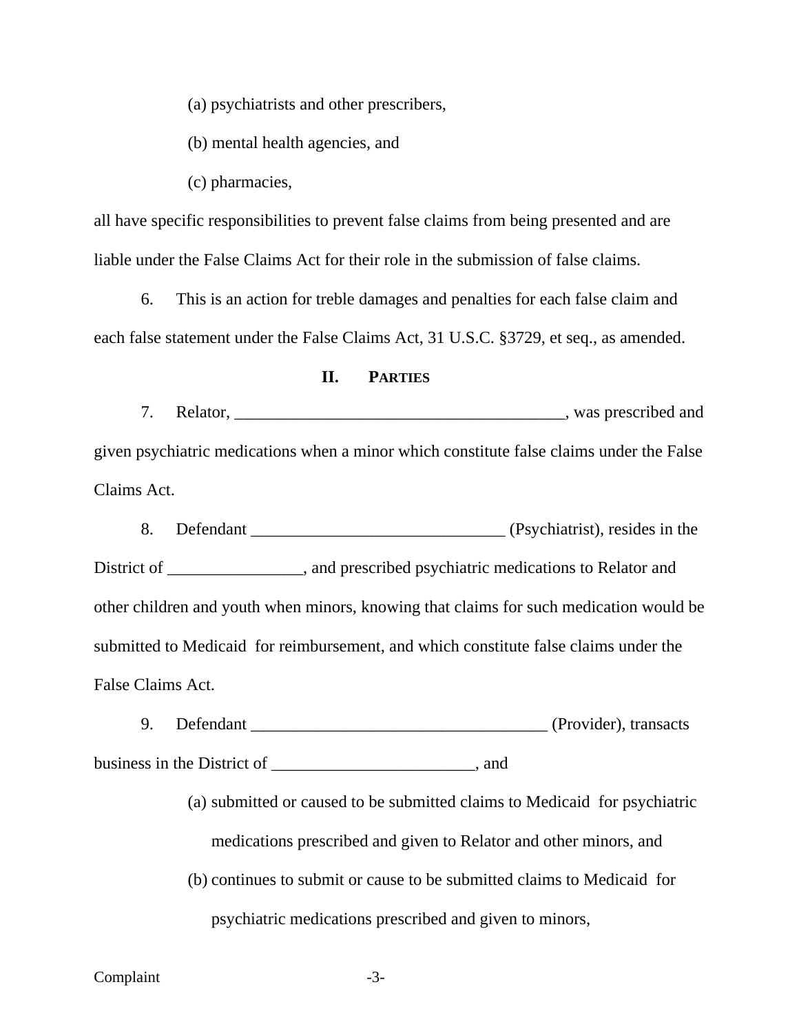(a) psychiatrists and other prescribers,

(b) mental health agencies, and

(c) pharmacies,

all have specific responsibilities to prevent false claims from being presented and are liable under the False Claims Act for their role in the submission of false claims.

6. This is an action for treble damages and penalties for each false claim and each false statement under the False Claims Act, 31 U.S.C. §3729, et seq., as amended.

## II. PARTIES

7. Relator, ________________________________________, was prescribed and given psychiatric medications when a minor which constitute false claims under the False Claims Act.

8. Defendant ______________________________ (Psychiatrist), resides in the District of ________________, and prescribed psychiatric medications to Relator and other children and youth when minors, knowing that claims for such medication would be submitted to Medicaid for reimbursement, and which constitute false claims under the False Claims Act.

9. Defendant ____________________________________ (Provider), transacts business in the District of ________________________, and

(a) submitted or caused to be submitted claims to Medicaid for psychiatric medications prescribed and given to Relator and other minors, and

(b) continues to submit or cause to be submitted claims to Medicaid for psychiatric medications prescribed and given to minors,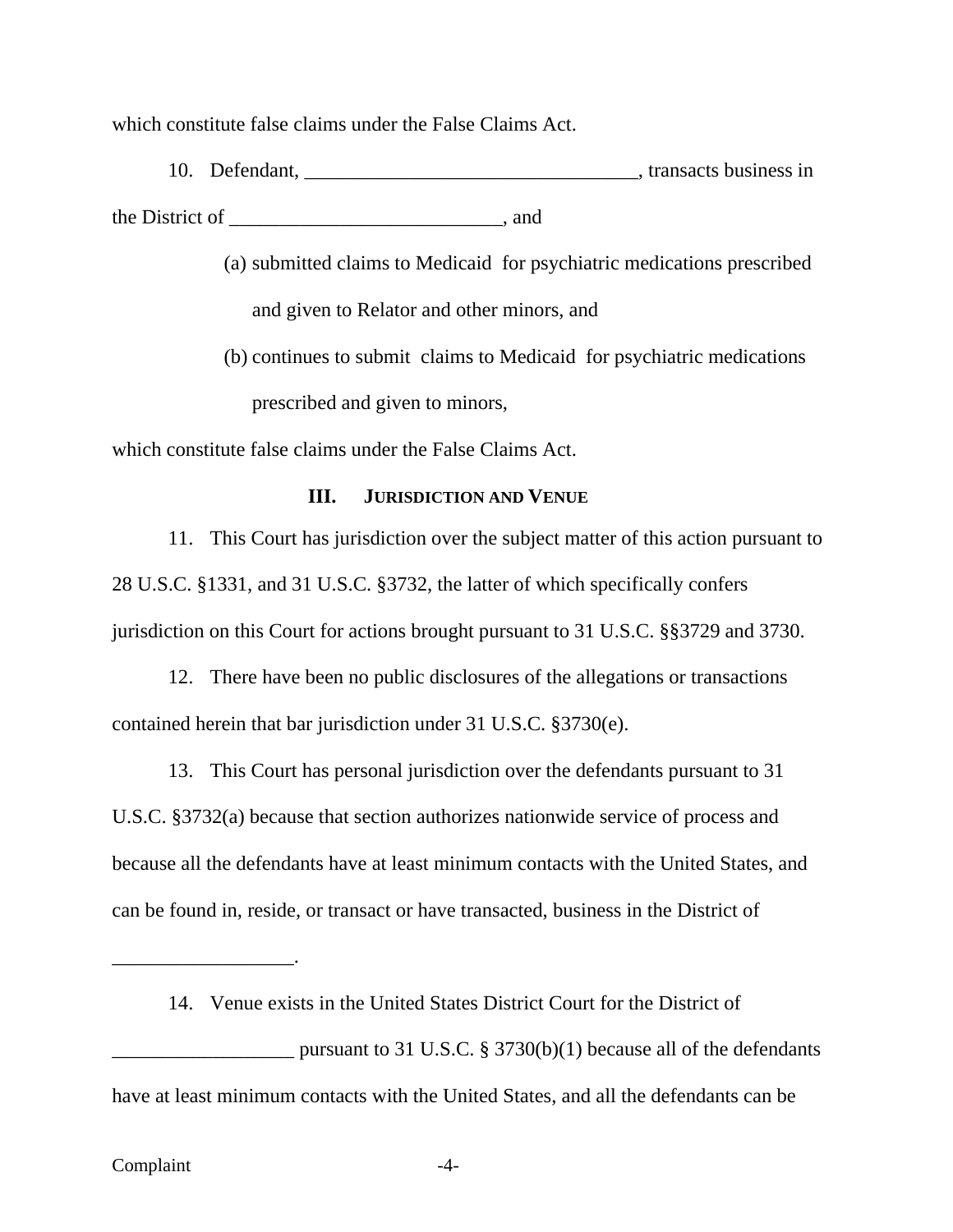which constitute false claims under the False Claims Act.

10. Defendant, _________________________________, transacts business in the District of ___________________________, and

(a) submitted claims to Medicaid for psychiatric medications prescribed and given to Relator and other minors, and

(b) continues to submit claims to Medicaid for psychiatric medications prescribed and given to minors,

which constitute false claims under the False Claims Act.

### III. JURISDICTION AND VENUE

11. This Court has jurisdiction over the subject matter of this action pursuant to 28 U.S.C. §1331, and 31 U.S.C. §3732, the latter of which specifically confers jurisdiction on this Court for actions brought pursuant to 31 U.S.C. §§3729 and 3730.

12. There have been no public disclosures of the allegations or transactions contained herein that bar jurisdiction under 31 U.S.C. §3730(e).

13. This Court has personal jurisdiction over the defendants pursuant to 31 U.S.C. §3732(a) because that section authorizes nationwide service of process and because all the defendants have at least minimum contacts with the United States, and can be found in, reside, or transact or have transacted, business in the District of __________________.

14. Venue exists in the United States District Court for the District of __________________ pursuant to 31 U.S.C. § 3730(b)(1) because all of the defendants have at least minimum contacts with the United States, and all the defendants can be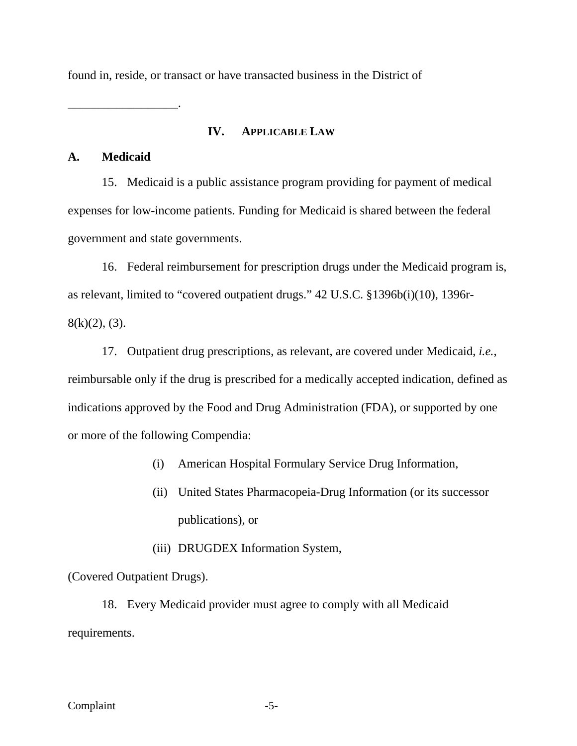found in, reside, or transact or have transacted business in the District of

__________________.

## IV. Applicable Law

### A. Medicaid

15. Medicaid is a public assistance program providing for payment of medical expenses for low-income patients. Funding for Medicaid is shared between the federal government and state governments.

16. Federal reimbursement for prescription drugs under the Medicaid program is, as relevant, limited to "covered outpatient drugs." 42 U.S.C. §1396b(i)(10), 1396r-8(k)(2), (3).

17. Outpatient drug prescriptions, as relevant, are covered under Medicaid, *i.e.*, reimbursable only if the drug is prescribed for a medically accepted indication, defined as indications approved by the Food and Drug Administration (FDA), or supported by one or more of the following Compendia:

(i) American Hospital Formulary Service Drug Information,

(ii) United States Pharmacopeia-Drug Information (or its successor publications), or

(iii) DRUGDEX Information System,

(Covered Outpatient Drugs).

18. Every Medicaid provider must agree to comply with all Medicaid requirements.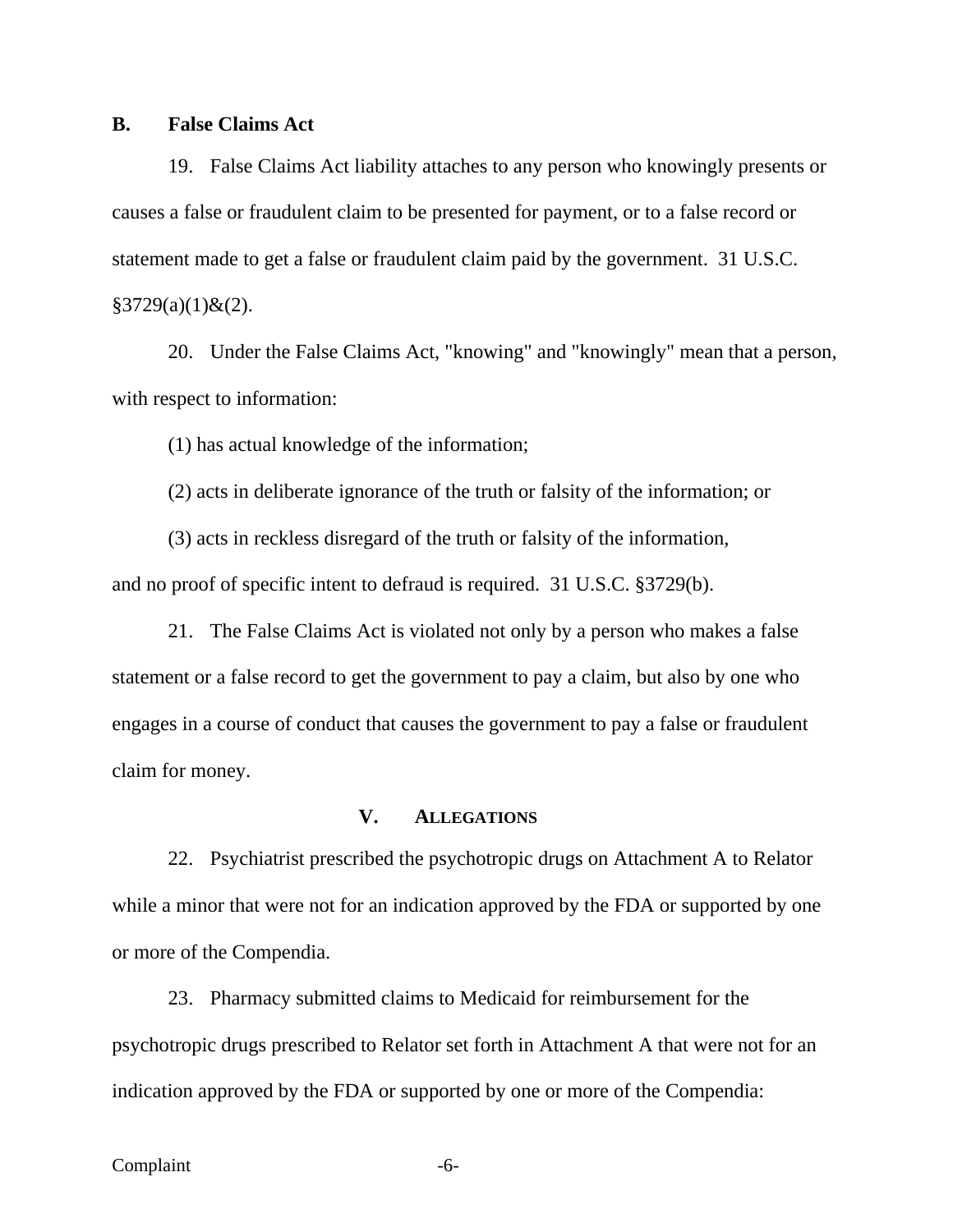### B. False Claims Act

19. False Claims Act liability attaches to any person who knowingly presents or causes a false or fraudulent claim to be presented for payment, or to a false record or statement made to get a false or fraudulent claim paid by the government. 31 U.S.C. §3729(a)(1)&(2).

20. Under the False Claims Act, "knowing" and "knowingly" mean that a person, with respect to information:

(1) has actual knowledge of the information;

(2) acts in deliberate ignorance of the truth or falsity of the information; or

(3) acts in reckless disregard of the truth or falsity of the information,

and no proof of specific intent to defraud is required. 31 U.S.C. §3729(b).

21. The False Claims Act is violated not only by a person who makes a false statement or a false record to get the government to pay a claim, but also by one who engages in a course of conduct that causes the government to pay a false or fraudulent claim for money.

## V. ALLEGATIONS

22. Psychiatrist prescribed the psychotropic drugs on Attachment A to Relator while a minor that were not for an indication approved by the FDA or supported by one or more of the Compendia.

23. Pharmacy submitted claims to Medicaid for reimbursement for the psychotropic drugs prescribed to Relator set forth in Attachment A that were not for an indication approved by the FDA or supported by one or more of the Compendia: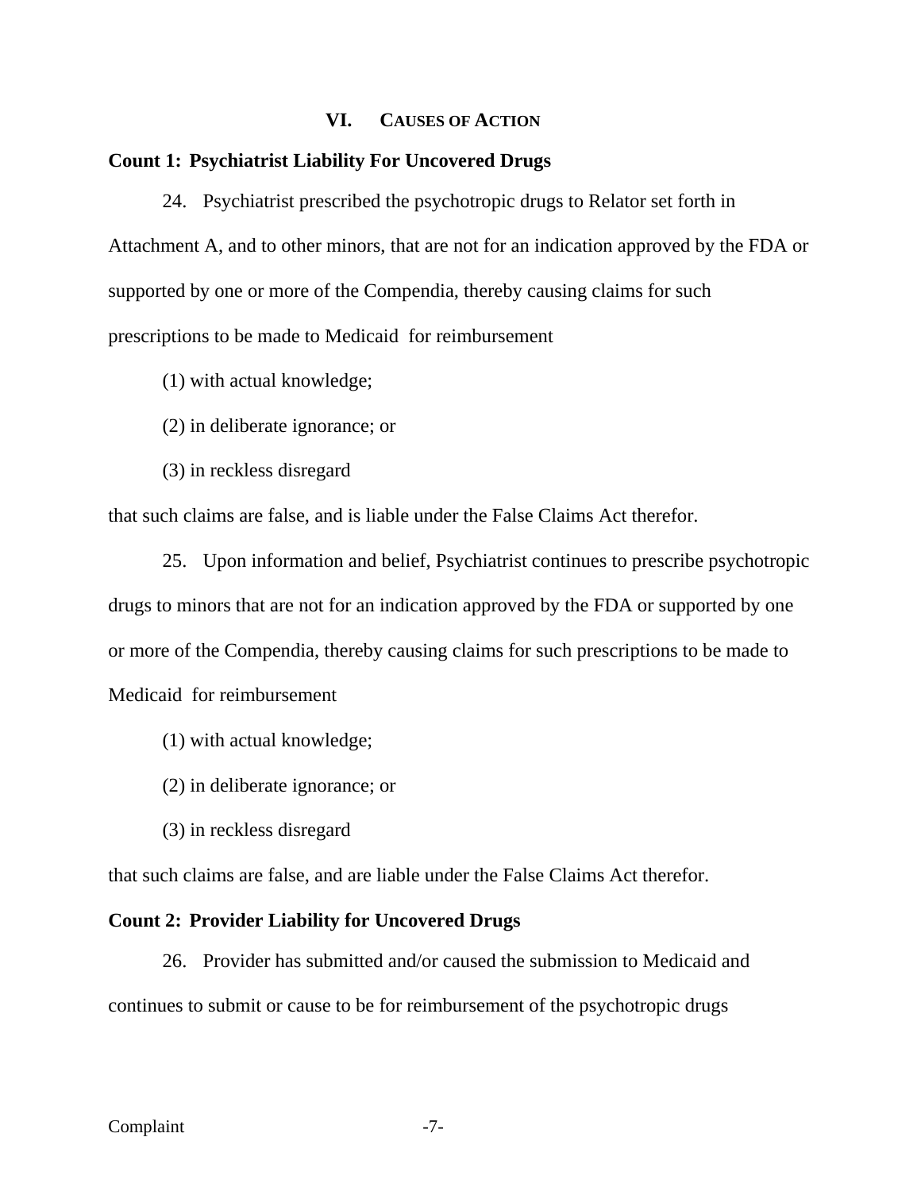## VI. CAUSES OF ACTION

**Count 1: Psychiatrist Liability For Uncovered Drugs**

24. Psychiatrist prescribed the psychotropic drugs to Relator set forth in Attachment A, and to other minors, that are not for an indication approved by the FDA or supported by one or more of the Compendia, thereby causing claims for such prescriptions to be made to Medicaid for reimbursement

(1) with actual knowledge;

(2) in deliberate ignorance; or

(3) in reckless disregard

that such claims are false, and is liable under the False Claims Act therefor.

25. Upon information and belief, Psychiatrist continues to prescribe psychotropic drugs to minors that are not for an indication approved by the FDA or supported by one or more of the Compendia, thereby causing claims for such prescriptions to be made to Medicaid for reimbursement

(1) with actual knowledge;

(2) in deliberate ignorance; or

(3) in reckless disregard

that such claims are false, and are liable under the False Claims Act therefor.

**Count 2: Provider Liability for Uncovered Drugs**

26. Provider has submitted and/or caused the submission to Medicaid and continues to submit or cause to be for reimbursement of the psychotropic drugs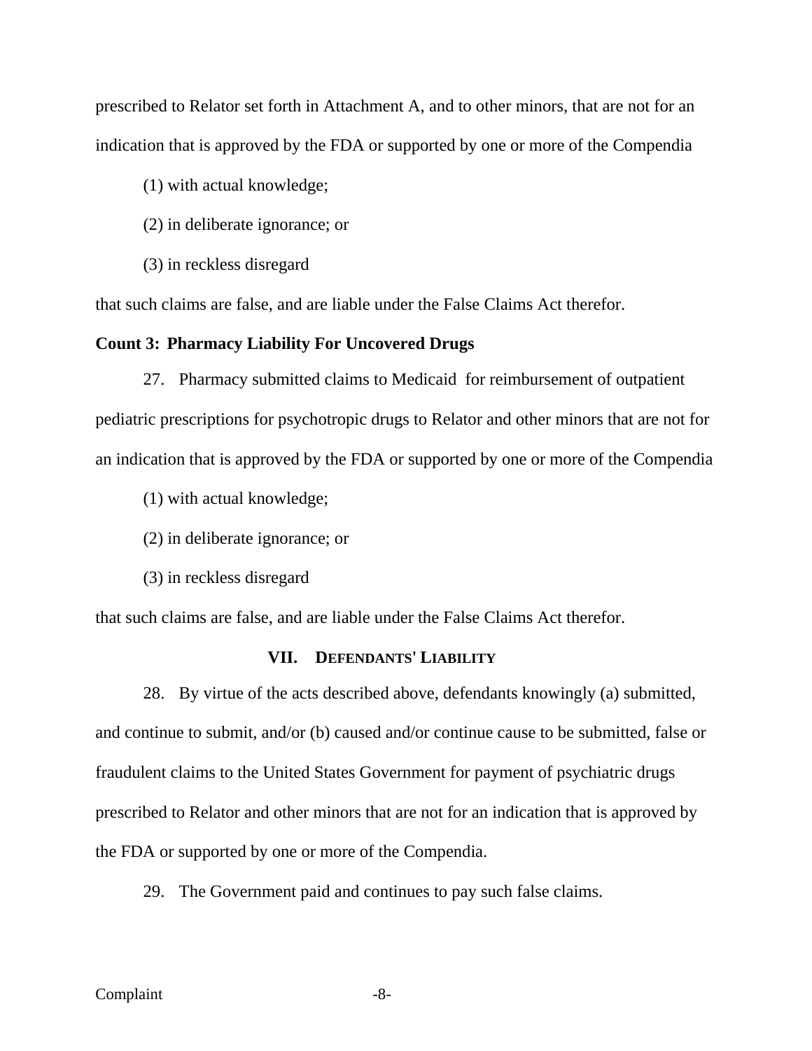prescribed to Relator set forth in Attachment A, and to other minors, that are not for an indication that is approved by the FDA or supported by one or more of the Compendia

(1) with actual knowledge;

(2) in deliberate ignorance; or

(3) in reckless disregard

that such claims are false, and are liable under the False Claims Act therefor.

**Count 3: Pharmacy Liability For Uncovered Drugs**

27. Pharmacy submitted claims to Medicaid for reimbursement of outpatient pediatric prescriptions for psychotropic drugs to Relator and other minors that are not for an indication that is approved by the FDA or supported by one or more of the Compendia

(1) with actual knowledge;

(2) in deliberate ignorance; or

(3) in reckless disregard

that such claims are false, and are liable under the False Claims Act therefor.

## VII. DEFENDANTS' LIABILITY

28. By virtue of the acts described above, defendants knowingly (a) submitted, and continue to submit, and/or (b) caused and/or continue cause to be submitted, false or fraudulent claims to the United States Government for payment of psychiatric drugs prescribed to Relator and other minors that are not for an indication that is approved by the FDA or supported by one or more of the Compendia.

29. The Government paid and continues to pay such false claims.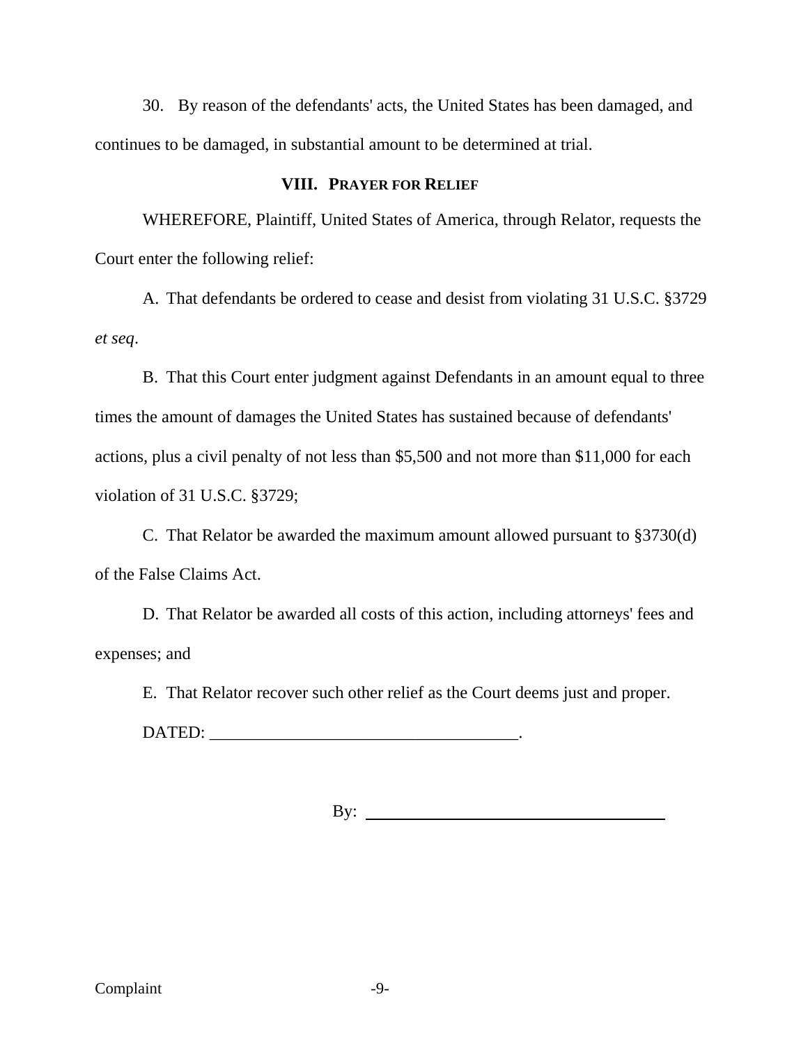30. By reason of the defendants' acts, the United States has been damaged, and continues to be damaged, in substantial amount to be determined at trial.

## VIII. PRAYER FOR RELIEF

WHEREFORE, Plaintiff, United States of America, through Relator, requests the Court enter the following relief:

A. That defendants be ordered to cease and desist from violating 31 U.S.C. §3729 *et seq*.

B. That this Court enter judgment against Defendants in an amount equal to three times the amount of damages the United States has sustained because of defendants' actions, plus a civil penalty of not less than $5,500 and not more than $11,000 for each violation of 31 U.S.C. §3729;

C. That Relator be awarded the maximum amount allowed pursuant to §3730(d) of the False Claims Act.

D. That Relator be awarded all costs of this action, including attorneys' fees and expenses; and

E. That Relator recover such other relief as the Court deems just and proper.

DATED: ___________________________________.

By: ___________________________________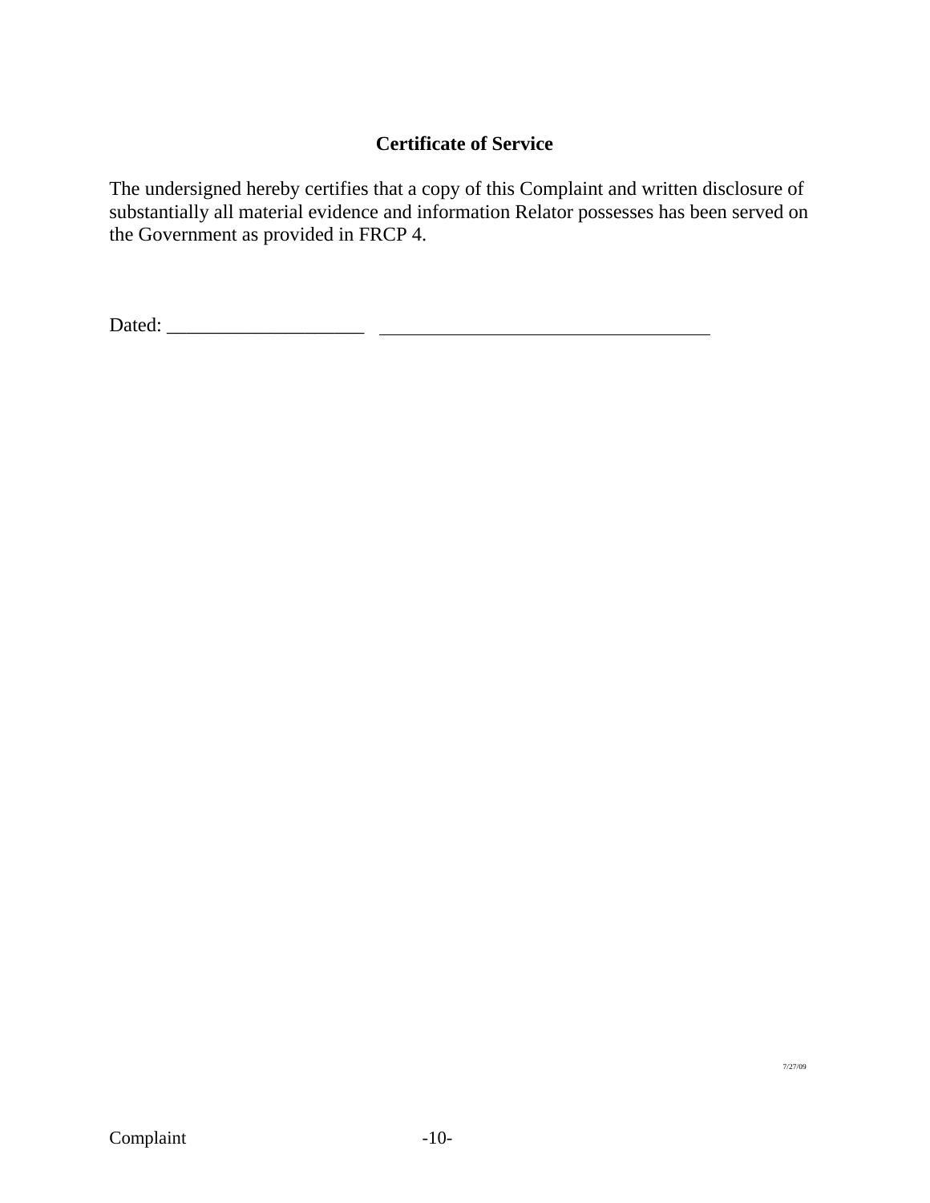**Certificate of Service**

The undersigned hereby certifies that a copy of this Complaint and written disclosure of substantially all material evidence and information Relator possesses has been served on the Government as provided in FRCP 4.

Dated: ____________________ __________________________________

7/27/09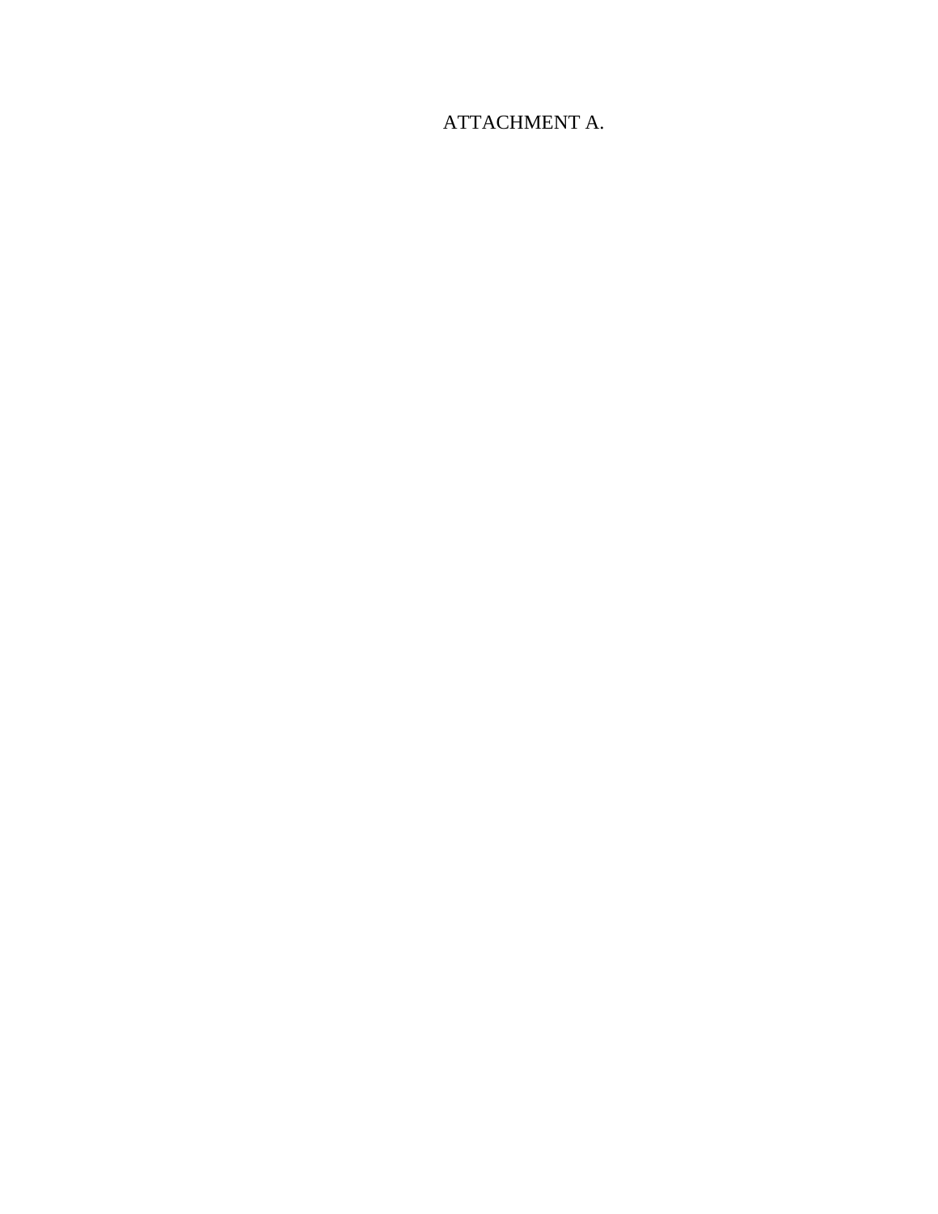ATTACHMENT A.